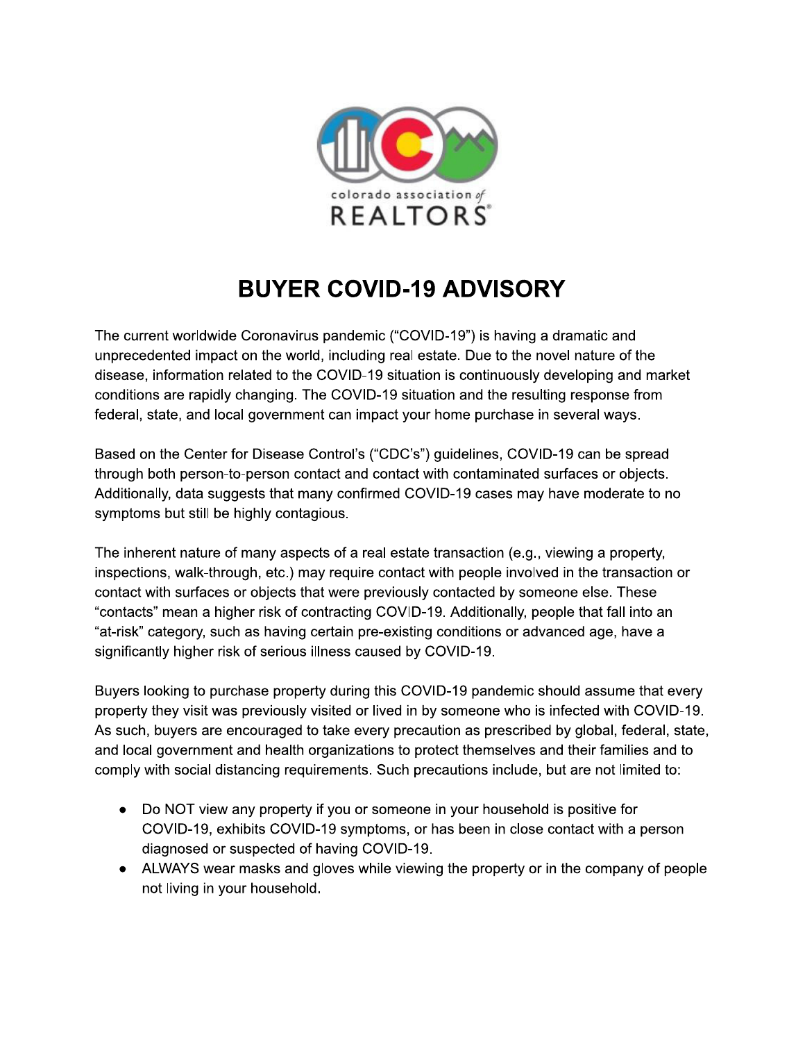colorado association of REALTORS®

# BUYER COVID-19 ADVISORY

The current worldwide Coronavirus pandemic ("COVID-19") is having a dramatic and unprecedented impact on the world, including real estate. Due to the novel nature of the disease, information related to the COVID-19 situation is continuously developing and market conditions are rapidly changing. The COVID-19 situation and the resulting response from federal, state, and local government can impact your home purchase in several ways.

Based on the Center for Disease Control's ("CDC's") guidelines, COVID-19 can be spread through both person-to-person contact and contact with contaminated surfaces or objects. Additionally, data suggests that many confirmed COVID-19 cases may have moderate to no symptoms but still be highly contagious.

The inherent nature of many aspects of a real estate transaction (e.g., viewing a property, inspections, walk-through, etc.) may require contact with people involved in the transaction or contact with surfaces or objects that were previously contacted by someone else. These "contacts" mean a higher risk of contracting COVID-19. Additionally, people that fall into an "at-risk" category, such as having certain pre-existing conditions or advanced age, have a significantly higher risk of serious illness caused by COVID-19.

Buyers looking to purchase property during this COVID-19 pandemic should assume that every property they visit was previously visited or lived in by someone who is infected with COVID-19. As such, buyers are encouraged to take every precaution as prescribed by global, federal, state, and local government and health organizations to protect themselves and their families and to comply with social distancing requirements. Such precautions include, but are not limited to:

- Do NOT view any property if you or someone in your household is positive for COVID-19, exhibits COVID-19 symptoms, or has been in close contact with a person diagnosed or suspected of having COVID-19.
- ALWAYS wear masks and gloves while viewing the property or in the company of people not living in your household.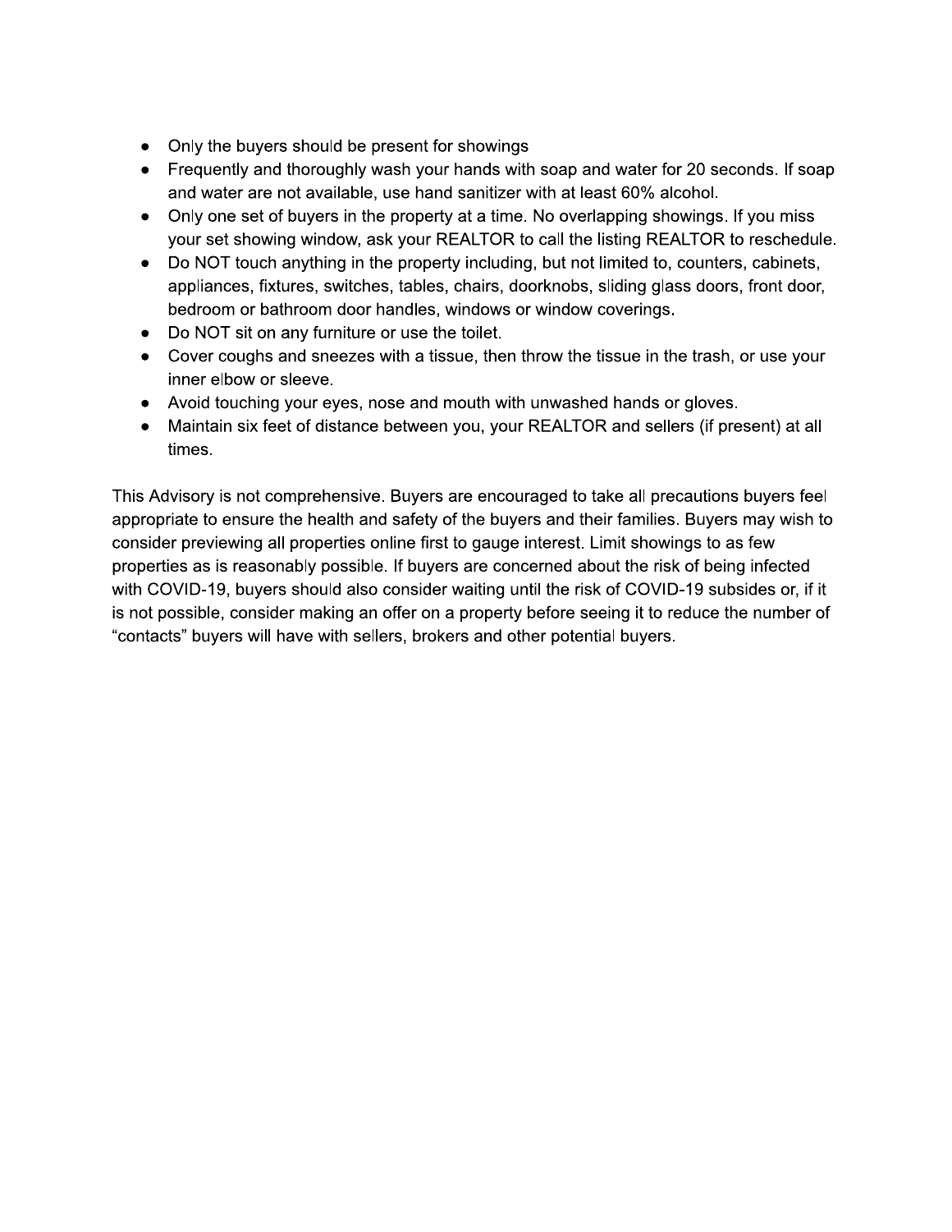- Only the buyers should be present for showings
- Frequently and thoroughly wash your hands with soap and water for 20 seconds. If soap and water are not available, use hand sanitizer with at least 60% alcohol.
- Only one set of buyers in the property at a time. No overlapping showings. If you miss your set showing window, ask your REALTOR to call the listing REALTOR to reschedule.
- Do NOT touch anything in the property including, but not limited to, counters, cabinets, appliances, fixtures, switches, tables, chairs, doorknobs, sliding glass doors, front door, bedroom or bathroom door handles, windows or window coverings.
- Do NOT sit on any furniture or use the toilet.
- Cover coughs and sneezes with a tissue, then throw the tissue in the trash, or use your inner elbow or sleeve.
- Avoid touching your eyes, nose and mouth with unwashed hands or gloves.
- Maintain six feet of distance between you, your REALTOR and sellers (if present) at all times.

This Advisory is not comprehensive. Buyers are encouraged to take all precautions buyers feel appropriate to ensure the health and safety of the buyers and their families. Buyers may wish to consider previewing all properties online first to gauge interest. Limit showings to as few properties as is reasonably possible. If buyers are concerned about the risk of being infected with COVID-19, buyers should also consider waiting until the risk of COVID-19 subsides or, if it is not possible, consider making an offer on a property before seeing it to reduce the number of "contacts" buyers will have with sellers, brokers and other potential buyers.